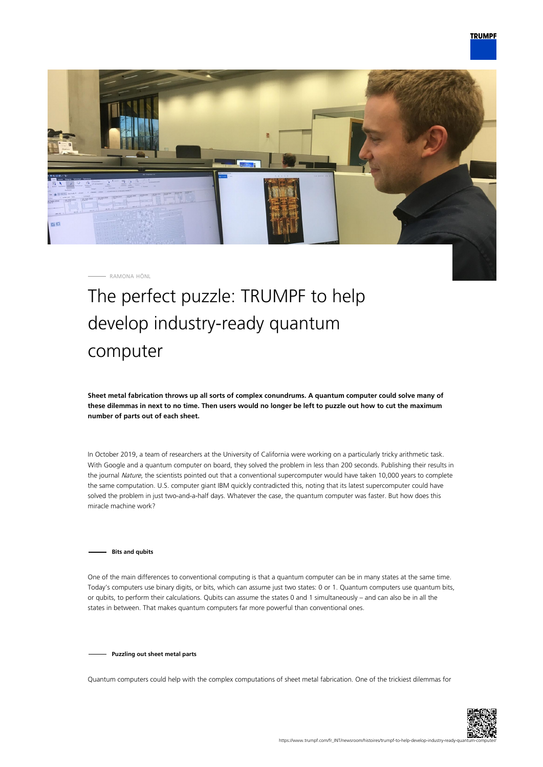RAMONA HÖNL

# The perfect puzzle: TRUMPF to help develop industry-ready quantum computer

**Sheet metal fabrication throws up all sorts of complex conundrums. A quantum computer could solve many of these dilemmas in next to no time. Then users would no longer be left to puzzle out how to cut the maximum number of parts out of each sheet.**

In October 2019, a team of researchers at the University of California were working on a particularly tricky arithmetic task. With Google and a quantum computer on board, they solved the problem in less than 200 seconds. Publishing their results in the journal *Nature*, the scientists pointed out that a conventional supercomputer would have taken 10,000 years to complete the same computation. U.S. computer giant IBM quickly contradicted this, noting that its latest supercomputer could have solved the problem in just two-and-a-half days. Whatever the case, the quantum computer was faster. But how does this miracle machine work?

## Bits and qubits

One of the main differences to conventional computing is that a quantum computer can be in many states at the same time. Today's computers use binary digits, or bits, which can assume just two states: 0 or 1. Quantum computers use quantum bits, or qubits, to perform their calculations. Qubits can assume the states 0 and 1 simultaneously – and can also be in all the states in between. That makes quantum computers far more powerful than conventional ones.

## Puzzling out sheet metal parts

Quantum computers could help with the complex computations of sheet metal fabrication. One of the trickiest dilemmas for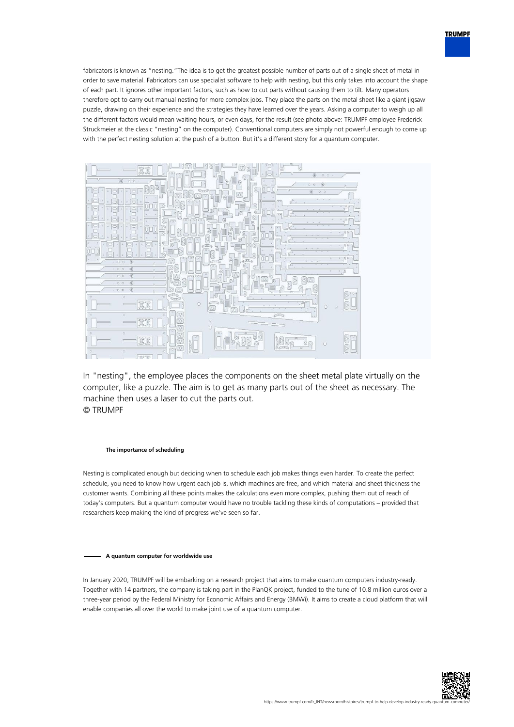fabricators is known as "nesting."The idea is to get the greatest possible number of parts out of a single sheet of metal in order to save material. Fabricators can use specialist software to help with nesting, but this only takes into account the shape of each part. It ignores other important factors, such as how to cut parts without causing them to tilt. Many operators therefore opt to carry out manual nesting for more complex jobs. They place the parts on the metal sheet like a giant jigsaw puzzle, drawing on their experience and the strategies they have learned over the years. Asking a computer to weigh up all the different factors would mean waiting hours, or even days, for the result (see photo above: TRUMPF employee Frederick Struckmeier at the classic "nesting" on the computer). Conventional computers are simply not powerful enough to come up with the perfect nesting solution at the push of a button. But it's a different story for a quantum computer.

In "nesting", the employee places the components on the sheet metal plate virtually on the computer, like a puzzle. The aim is to get as many parts out of the sheet as necessary. The machine then uses a laser to cut the parts out.
© TRUMPF

## The importance of scheduling

Nesting is complicated enough but deciding when to schedule each job makes things even harder. To create the perfect schedule, you need to know how urgent each job is, which machines are free, and which material and sheet thickness the customer wants. Combining all these points makes the calculations even more complex, pushing them out of reach of today's computers. But a quantum computer would have no trouble tackling these kinds of computations – provided that researchers keep making the kind of progress we've seen so far.

## A quantum computer for worldwide use

In January 2020, TRUMPF will be embarking on a research project that aims to make quantum computers industry-ready. Together with 14 partners, the company is taking part in the PlanQK project, funded to the tune of 10.8 million euros over a three-year period by the Federal Ministry for Economic Affairs and Energy (BMWi). It aims to create a cloud platform that will enable companies all over the world to make joint use of a quantum computer.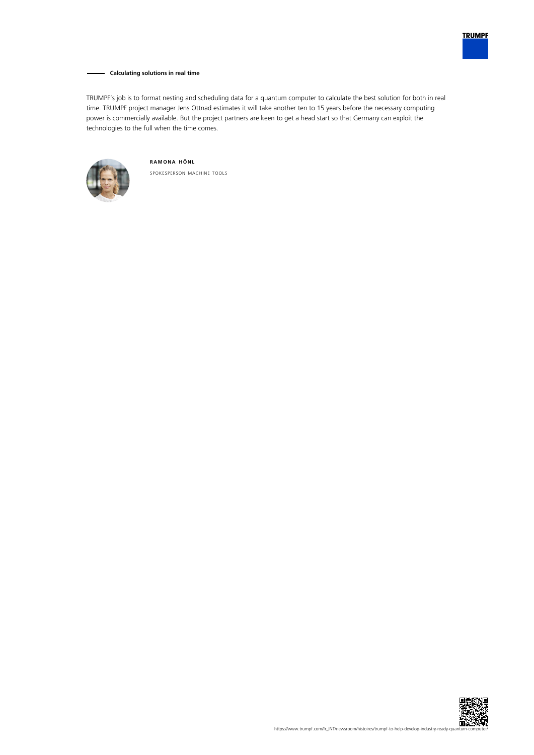## Calculating solutions in real time

TRUMPF's job is to format nesting and scheduling data for a quantum computer to calculate the best solution for both in real time. TRUMPF project manager Jens Ottnad estimates it will take another ten to 15 years before the necessary computing power is commercially available. But the project partners are keen to get a head start so that Germany can exploit the technologies to the full when the time comes.

**RAMONA HÖNL**

SPOKESPERSON MACHINE TOOLS